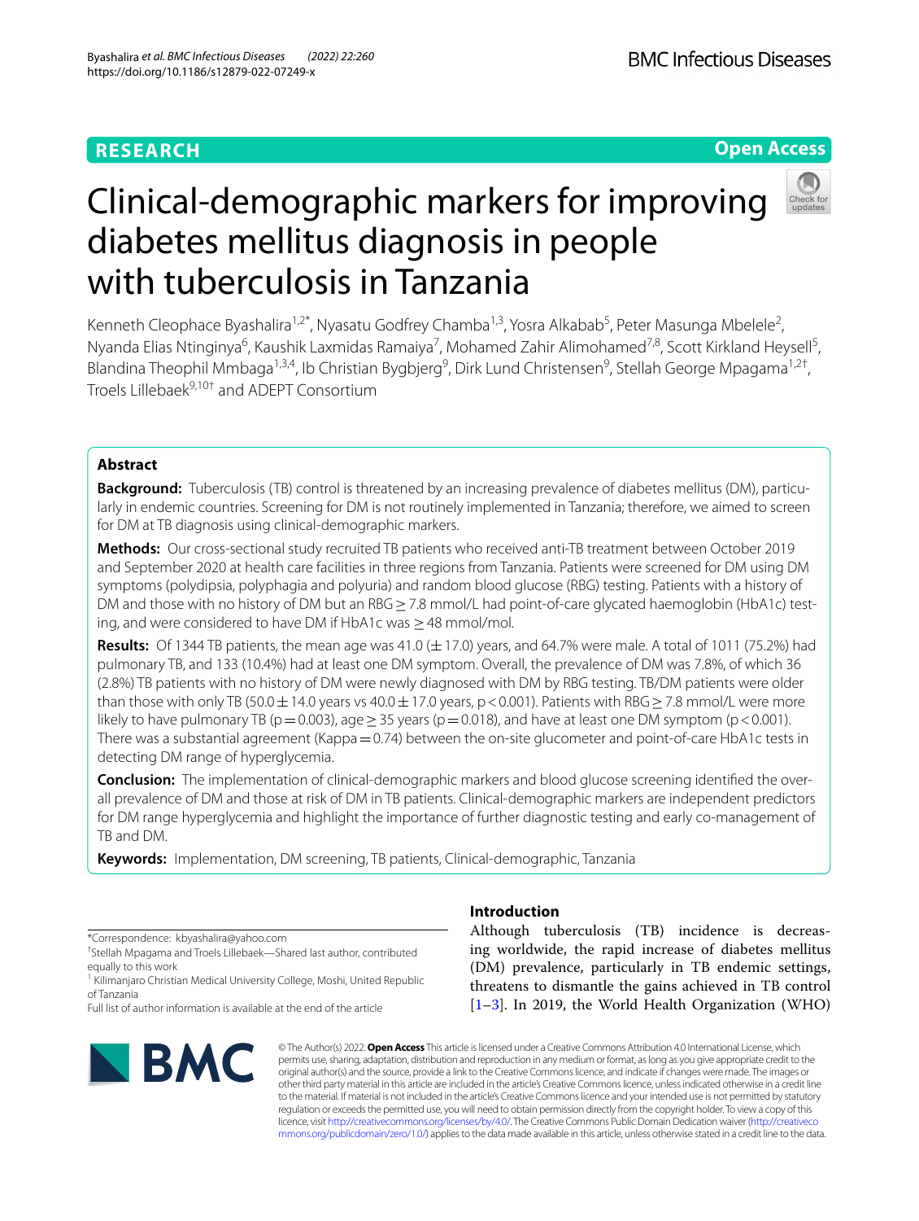RESEARCH

Open Access

# Clinical-demographic markers for improving diabetes mellitus diagnosis in people with tuberculosis in Tanzania

Kenneth Cleophace Byashalira[1,2*], Nyasatu Godfrey Chamba[1,3], Yosra Alkabab[5], Peter Masunga Mbelele[2], Nyanda Elias Ntinginya[6], Kaushik Laxmidas Ramaiya[7], Mohamed Zahir Alimohamed[7,8], Scott Kirkland Heysell[5], Blandina Theophil Mmbaga[1,3,4], Ib Christian Bygbjerg[9], Dirk Lund Christensen[9], Stellah George Mpagama[1,2†], Troels Lillebaek[9,10†] and ADEPT Consortium

## Abstract

**Background:** Tuberculosis (TB) control is threatened by an increasing prevalence of diabetes mellitus (DM), particularly in endemic countries. Screening for DM is not routinely implemented in Tanzania; therefore, we aimed to screen for DM at TB diagnosis using clinical-demographic markers.

**Methods:** Our cross-sectional study recruited TB patients who received anti-TB treatment between October 2019 and September 2020 at health care facilities in three regions from Tanzania. Patients were screened for DM using DM symptoms (polydipsia, polyphagia and polyuria) and random blood glucose (RBG) testing. Patients with a history of DM and those with no history of DM but an RBG ≥ 7.8 mmol/L had point-of-care glycated haemoglobin (HbA1c) testing, and were considered to have DM if HbA1c was ≥ 48 mmol/mol.

**Results:** Of 1344 TB patients, the mean age was 41.0 (± 17.0) years, and 64.7% were male. A total of 1011 (75.2%) had pulmonary TB, and 133 (10.4%) had at least one DM symptom. Overall, the prevalence of DM was 7.8%, of which 36 (2.8%) TB patients with no history of DM were newly diagnosed with DM by RBG testing. TB/DM patients were older than those with only TB (50.0 ± 14.0 years vs 40.0 ± 17.0 years, $p < 0.001$). Patients with RBG ≥ 7.8 mmol/L were more likely to have pulmonary TB ($p = 0.003$), age ≥ 35 years ($p = 0.018$), and have at least one DM symptom ($p < 0.001$). There was a substantial agreement (Kappa = 0.74) between the on-site glucometer and point-of-care HbA1c tests in detecting DM range of hyperglycemia.

**Conclusion:** The implementation of clinical-demographic markers and blood glucose screening identified the overall prevalence of DM and those at risk of DM in TB patients. Clinical-demographic markers are independent predictors for DM range hyperglycemia and highlight the importance of further diagnostic testing and early co-management of TB and DM.

**Keywords:** Implementation, DM screening, TB patients, Clinical-demographic, Tanzania

*Correspondence: kbyashalira@yahoo.com

†Stellah Mpagama and Troels Lillebaek—Shared last author, contributed equally to this work

[1] Kilimanjaro Christian Medical University College, Moshi, United Republic of Tanzania

Full list of author information is available at the end of the article

## Introduction

Although tuberculosis (TB) incidence is decreasing worldwide, the rapid increase of diabetes mellitus (DM) prevalence, particularly in TB endemic settings, threatens to dismantle the gains achieved in TB control [1–3]. In 2019, the World Health Organization (WHO)

© The Author(s) 2022. **Open Access** This article is licensed under a Creative Commons Attribution 4.0 International License, which permits use, sharing, adaptation, distribution and reproduction in any medium or format, as long as you give appropriate credit to the original author(s) and the source, provide a link to the Creative Commons licence, and indicate if changes were made. The images or other third party material in this article are included in the article's Creative Commons licence, unless indicated otherwise in a credit line to the material. If material is not included in the article's Creative Commons licence and your intended use is not permitted by statutory regulation or exceeds the permitted use, you will need to obtain permission directly from the copyright holder. To view a copy of this licence, visit http://creativecommons.org/licenses/by/4.0/. The Creative Commons Public Domain Dedication waiver (http://creativecommons.org/publicdomain/zero/1.0/) applies to the data made available in this article, unless otherwise stated in a credit line to the data.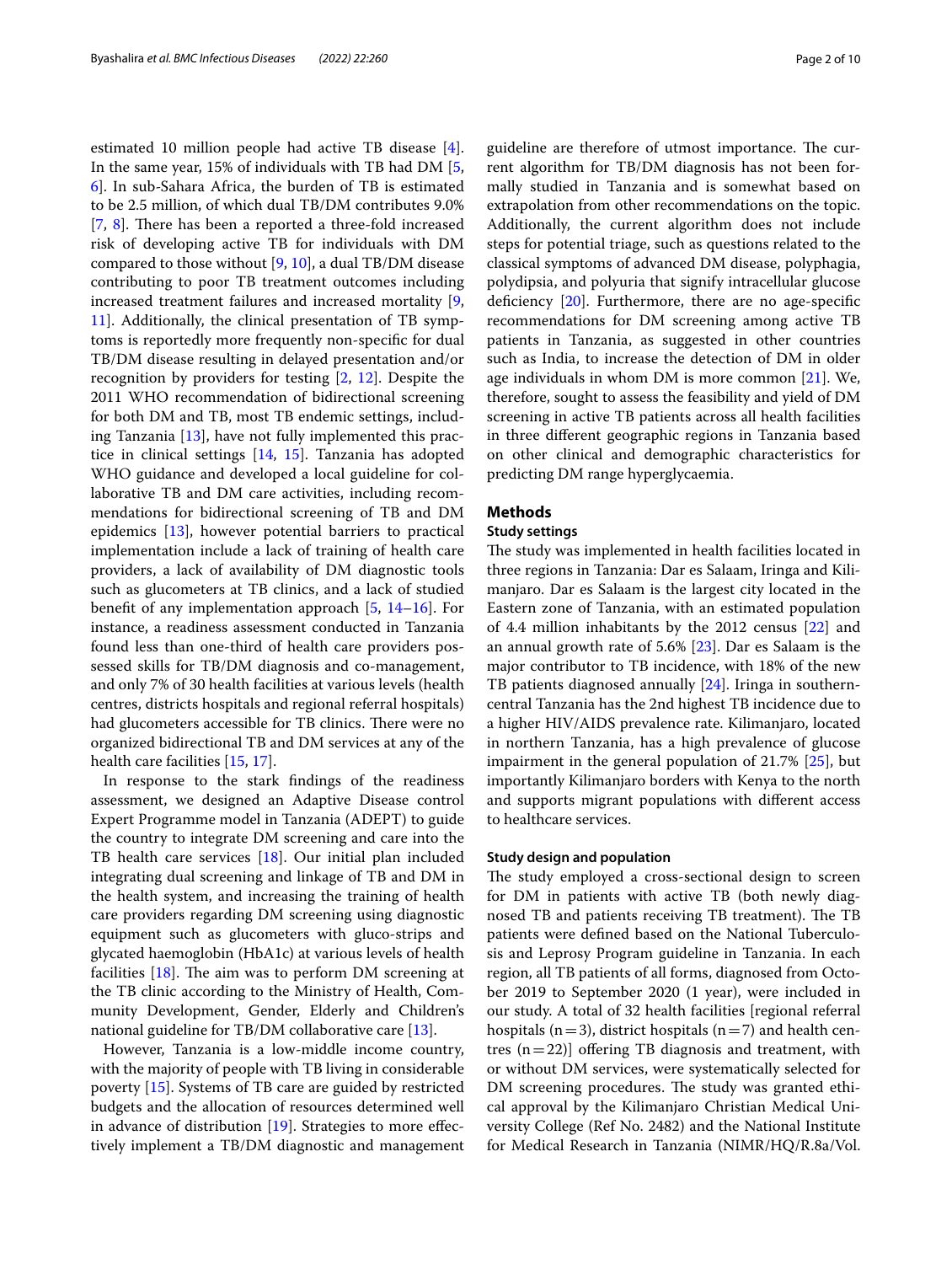estimated 10 million people had active TB disease [4]. In the same year, 15% of individuals with TB had DM [5, 6]. In sub-Sahara Africa, the burden of TB is estimated to be 2.5 million, of which dual TB/DM contributes 9.0% [7, 8]. There has been a reported a three-fold increased risk of developing active TB for individuals with DM compared to those without [9, 10], a dual TB/DM disease contributing to poor TB treatment outcomes including increased treatment failures and increased mortality [9, 11]. Additionally, the clinical presentation of TB symptoms is reportedly more frequently non-specific for dual TB/DM disease resulting in delayed presentation and/or recognition by providers for testing [2, 12]. Despite the 2011 WHO recommendation of bidirectional screening for both DM and TB, most TB endemic settings, including Tanzania [13], have not fully implemented this practice in clinical settings [14, 15]. Tanzania has adopted WHO guidance and developed a local guideline for collaborative TB and DM care activities, including recommendations for bidirectional screening of TB and DM epidemics [13], however potential barriers to practical implementation include a lack of training of health care providers, a lack of availability of DM diagnostic tools such as glucometers at TB clinics, and a lack of studied benefit of any implementation approach [5, 14–16]. For instance, a readiness assessment conducted in Tanzania found less than one-third of health care providers possessed skills for TB/DM diagnosis and co-management, and only 7% of 30 health facilities at various levels (health centres, districts hospitals and regional referral hospitals) had glucometers accessible for TB clinics. There were no organized bidirectional TB and DM services at any of the health care facilities [15, 17].

In response to the stark findings of the readiness assessment, we designed an Adaptive Disease control Expert Programme model in Tanzania (ADEPT) to guide the country to integrate DM screening and care into the TB health care services [18]. Our initial plan included integrating dual screening and linkage of TB and DM in the health system, and increasing the training of health care providers regarding DM screening using diagnostic equipment such as glucometers with gluco-strips and glycated haemoglobin (HbA1c) at various levels of health facilities [18]. The aim was to perform DM screening at the TB clinic according to the Ministry of Health, Community Development, Gender, Elderly and Children's national guideline for TB/DM collaborative care [13].

However, Tanzania is a low-middle income country, with the majority of people with TB living in considerable poverty [15]. Systems of TB care are guided by restricted budgets and the allocation of resources determined well in advance of distribution [19]. Strategies to more effectively implement a TB/DM diagnostic and management guideline are therefore of utmost importance. The current algorithm for TB/DM diagnosis has not been formally studied in Tanzania and is somewhat based on extrapolation from other recommendations on the topic. Additionally, the current algorithm does not include steps for potential triage, such as questions related to the classical symptoms of advanced DM disease, polyphagia, polydipsia, and polyuria that signify intracellular glucose deficiency [20]. Furthermore, there are no age-specific recommendations for DM screening among active TB patients in Tanzania, as suggested in other countries such as India, to increase the detection of DM in older age individuals in whom DM is more common [21]. We, therefore, sought to assess the feasibility and yield of DM screening in active TB patients across all health facilities in three different geographic regions in Tanzania based on other clinical and demographic characteristics for predicting DM range hyperglycaemia.

## Methods

### Study settings

The study was implemented in health facilities located in three regions in Tanzania: Dar es Salaam, Iringa and Kilimanjaro. Dar es Salaam is the largest city located in the Eastern zone of Tanzania, with an estimated population of 4.4 million inhabitants by the 2012 census [22] and an annual growth rate of 5.6% [23]. Dar es Salaam is the major contributor to TB incidence, with 18% of the new TB patients diagnosed annually [24]. Iringa in southern-central Tanzania has the 2nd highest TB incidence due to a higher HIV/AIDS prevalence rate. Kilimanjaro, located in northern Tanzania, has a high prevalence of glucose impairment in the general population of 21.7% [25], but importantly Kilimanjaro borders with Kenya to the north and supports migrant populations with different access to healthcare services.

### Study design and population

The study employed a cross-sectional design to screen for DM in patients with active TB (both newly diagnosed TB and patients receiving TB treatment). The TB patients were defined based on the National Tuberculosis and Leprosy Program guideline in Tanzania. In each region, all TB patients of all forms, diagnosed from October 2019 to September 2020 (1 year), were included in our study. A total of 32 health facilities [regional referral hospitals (n = 3), district hospitals (n = 7) and health centres (n = 22)] offering TB diagnosis and treatment, with or without DM services, were systematically selected for DM screening procedures. The study was granted ethical approval by the Kilimanjaro Christian Medical University College (Ref No. 2482) and the National Institute for Medical Research in Tanzania (NIMR/HQ/R.8a/Vol.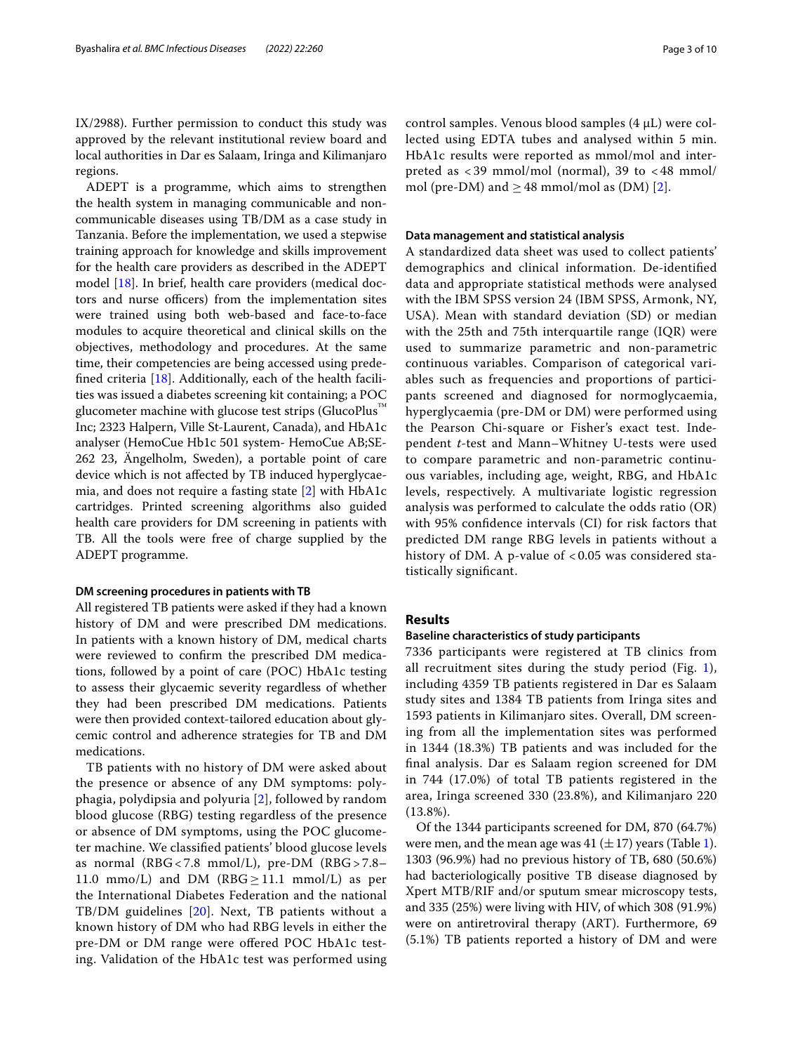IX/2988). Further permission to conduct this study was approved by the relevant institutional review board and local authorities in Dar es Salaam, Iringa and Kilimanjaro regions.

ADEPT is a programme, which aims to strengthen the health system in managing communicable and non-communicable diseases using TB/DM as a case study in Tanzania. Before the implementation, we used a stepwise training approach for knowledge and skills improvement for the health care providers as described in the ADEPT model [18]. In brief, health care providers (medical doctors and nurse officers) from the implementation sites were trained using both web-based and face-to-face modules to acquire theoretical and clinical skills on the objectives, methodology and procedures. At the same time, their competencies are being accessed using predefined criteria [18]. Additionally, each of the health facilities was issued a diabetes screening kit containing; a POC glucometer machine with glucose test strips (GlucoPlus™ Inc; 2323 Halpern, Ville St-Laurent, Canada), and HbA1c analyser (HemoCue Hb1c 501 system- HemoCue AB;SE-262 23, Ängelholm, Sweden), a portable point of care device which is not affected by TB induced hyperglycaemia, and does not require a fasting state [2] with HbA1c cartridges. Printed screening algorithms also guided health care providers for DM screening in patients with TB. All the tools were free of charge supplied by the ADEPT programme.

#### DM screening procedures in patients with TB

All registered TB patients were asked if they had a known history of DM and were prescribed DM medications. In patients with a known history of DM, medical charts were reviewed to confirm the prescribed DM medications, followed by a point of care (POC) HbA1c testing to assess their glycaemic severity regardless of whether they had been prescribed DM medications. Patients were then provided context-tailored education about glycemic control and adherence strategies for TB and DM medications.

TB patients with no history of DM were asked about the presence or absence of any DM symptoms: polyphagia, polydipsia and polyuria [2], followed by random blood glucose (RBG) testing regardless of the presence or absence of DM symptoms, using the POC glucometer machine. We classified patients' blood glucose levels as normal (RBG < 7.8 mmol/L), pre-DM (RBG > 7.8–11.0 mmo/L) and DM (RBG ≥ 11.1 mmol/L) as per the International Diabetes Federation and the national TB/DM guidelines [20]. Next, TB patients without a known history of DM who had RBG levels in either the pre-DM or DM range were offered POC HbA1c testing. Validation of the HbA1c test was performed using control samples. Venous blood samples (4 µL) were collected using EDTA tubes and analysed within 5 min. HbA1c results were reported as mmol/mol and interpreted as < 39 mmol/mol (normal), 39 to < 48 mmol/mol (pre-DM) and ≥ 48 mmol/mol as (DM) [2].

#### Data management and statistical analysis

A standardized data sheet was used to collect patients' demographics and clinical information. De-identified data and appropriate statistical methods were analysed with the IBM SPSS version 24 (IBM SPSS, Armonk, NY, USA). Mean with standard deviation (SD) or median with the 25th and 75th interquartile range (IQR) were used to summarize parametric and non-parametric continuous variables. Comparison of categorical variables such as frequencies and proportions of participants screened and diagnosed for normoglycaemia, hyperglycaemia (pre-DM or DM) were performed using the Pearson Chi-square or Fisher's exact test. Independent *t*-test and Mann–Whitney U-tests were used to compare parametric and non-parametric continuous variables, including age, weight, RBG, and HbA1c levels, respectively. A multivariate logistic regression analysis was performed to calculate the odds ratio (OR) with 95% confidence intervals (CI) for risk factors that predicted DM range RBG levels in patients without a history of DM. A p-value of < 0.05 was considered statistically significant.

## Results

#### Baseline characteristics of study participants

7336 participants were registered at TB clinics from all recruitment sites during the study period (Fig. 1), including 4359 TB patients registered in Dar es Salaam study sites and 1384 TB patients from Iringa sites and 1593 patients in Kilimanjaro sites. Overall, DM screening from all the implementation sites was performed in 1344 (18.3%) TB patients and was included for the final analysis. Dar es Salaam region screened for DM in 744 (17.0%) of total TB patients registered in the area, Iringa screened 330 (23.8%), and Kilimanjaro 220 (13.8%).

Of the 1344 participants screened for DM, 870 (64.7%) were men, and the mean age was 41 (± 17) years (Table 1). 1303 (96.9%) had no previous history of TB, 680 (50.6%) had bacteriologically positive TB disease diagnosed by Xpert MTB/RIF and/or sputum smear microscopy tests, and 335 (25%) were living with HIV, of which 308 (91.9%) were on antiretroviral therapy (ART). Furthermore, 69 (5.1%) TB patients reported a history of DM and were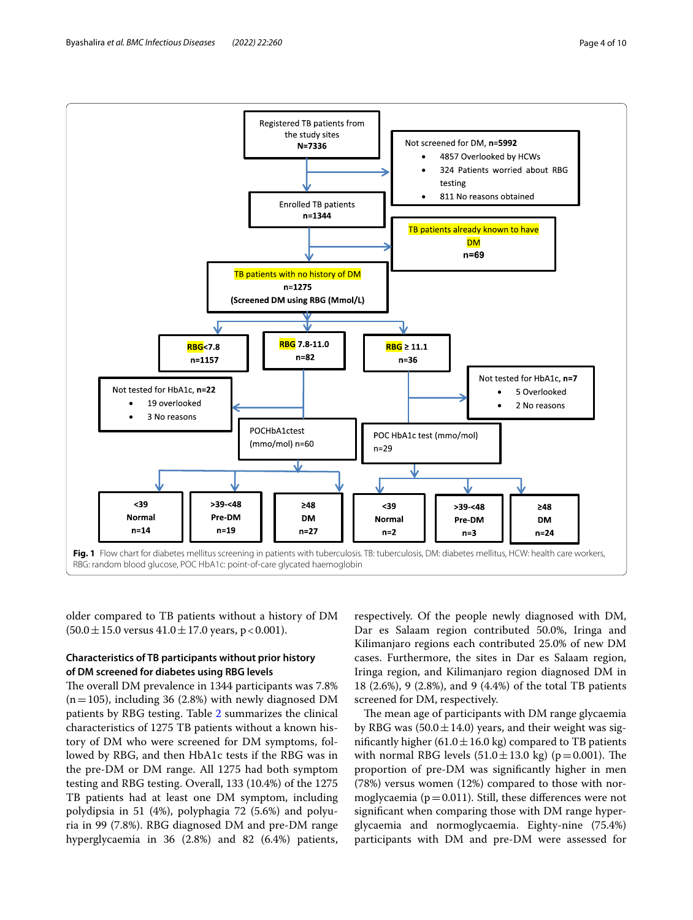Registered TB patients from the study sites
**N=7336**

Not screened for DM, **n=5992**

- 4857 Overlooked by HCWs
- 324 Patients worried about RBG testing
- 811 No reasons obtained

Enrolled TB patients
**n=1344**

TB patients already known to have DM
**n=69**

TB patients with no history of DM
**n=1275**
**(Screened DM using RBG (Mmol/L)**

| **RBG<7.8** n=1157 | **RBG 7.8-11.0** n=82 | **RBG ≥ 11.1** n=36 |
|---|---|---|

Not tested for HbA1c, **n=22**

- 19 overlooked
- 3 No reasons

Not tested for HbA1c, **n=7**

- 5 Overlooked
- 2 No reasons

POCHbA1ctest (mmo/mol) n=60

| **<39 Normal** n=14 | **>39-<48 Pre-DM** n=19 | **≥48 DM** n=27 |
|---|---|---|

POC HbA1c test (mmo/mol) n=29

| **<39 Normal** n=2 | **>39-<48 Pre-DM** n=3 | **≥48 DM** n=24 |
|---|---|---|

**Fig. 1** Flow chart for diabetes mellitus screening in patients with tuberculosis. TB: tuberculosis, DM: diabetes mellitus, HCW: health care workers, RBG: random blood glucose, POC HbA1c: point-of-care glycated haemoglobin

older compared to TB patients without a history of DM (50.0 ± 15.0 versus 41.0 ± 17.0 years, $p < 0.001$).

### Characteristics of TB participants without prior history of DM screened for diabetes using RBG levels

The overall DM prevalence in 1344 participants was 7.8% (n = 105), including 36 (2.8%) with newly diagnosed DM patients by RBG testing. Table 2 summarizes the clinical characteristics of 1275 TB patients without a known history of DM who were screened for DM symptoms, followed by RBG, and then HbA1c tests if the RBG was in the pre-DM or DM range. All 1275 had both symptom testing and RBG testing. Overall, 133 (10.4%) of the 1275 TB patients had at least one DM symptom, including polydipsia in 51 (4%), polyphagia 72 (5.6%) and polyuria in 99 (7.8%). RBG diagnosed DM and pre-DM range hyperglycaemia in 36 (2.8%) and 82 (6.4%) patients, respectively. Of the people newly diagnosed with DM, Dar es Salaam region contributed 50.0%, Iringa and Kilimanjaro regions each contributed 25.0% of new DM cases. Furthermore, the sites in Dar es Salaam region, Iringa region, and Kilimanjaro region diagnosed DM in 18 (2.6%), 9 (2.8%), and 9 (4.4%) of the total TB patients screened for DM, respectively.

The mean age of participants with DM range glycaemia by RBG was (50.0 ± 14.0) years, and their weight was significantly higher (61.0 ± 16.0 kg) compared to TB patients with normal RBG levels (51.0 ± 13.0 kg) ($p = 0.001$). The proportion of pre-DM was significantly higher in men (78%) versus women (12%) compared to those with normoglycaemia ($p = 0.011$). Still, these differences were not significant when comparing those with DM range hyperglycaemia and normoglycaemia. Eighty-nine (75.4%) participants with DM and pre-DM were assessed for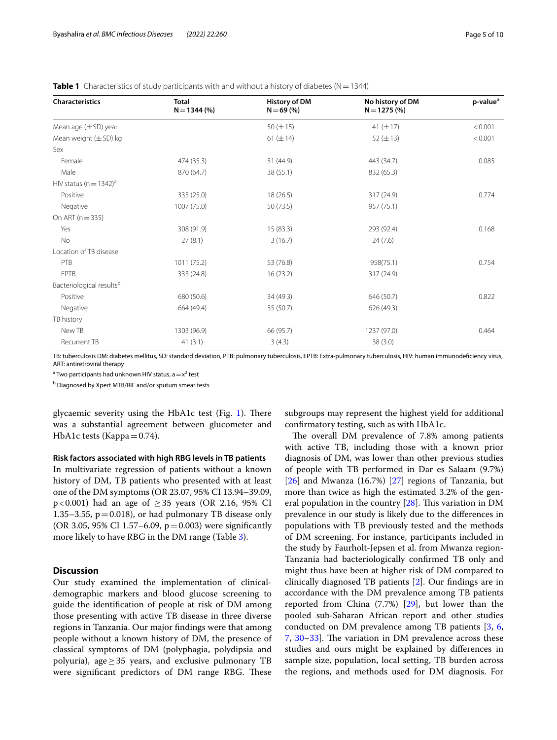**Table 1** Characteristics of study participants with and without a history of diabetes (N = 1344)

| Characteristics | Total N = 1344 (%) | History of DM N = 69 (%) | No history of DM N = 1275 (%) | p-value[a] |
|---|---|---|---|---|
| Mean age (± SD) year | | 50 (± 15) | 41 (± 17) | < 0.001 |
| Mean weight (± SD) kg | | 61 (± 14) | 52 (± 13) | < 0.001 |
| Sex | | | | |
| Female | 474 (35.3) | 31 (44.9) | 443 (34.7) | 0.085 |
| Male | 870 (64.7) | 38 (55.1) | 832 (65.3) | |
| HIV status (n = 1342)[a] | | | | |
| Positive | 335 (25.0) | 18 (26.5) | 317 (24.9) | 0.774 |
| Negative | 1007 (75.0) | 50 (73.5) | 957 (75.1) | |
| On ART (n = 335) | | | | |
| Yes | 308 (91.9) | 15 (83.3) | 293 (92.4) | 0.168 |
| No | 27 (8.1) | 3 (16.7) | 24 (7.6) | |
| Location of TB disease | | | | |
| PTB | 1011 (75.2) | 53 (76.8) | 958(75.1) | 0.754 |
| EPTB | 333 (24.8) | 16 (23.2) | 317 (24.9) | |
| Bacteriological results[b] | | | | |
| Positive | 680 (50.6) | 34 (49.3) | 646 (50.7) | 0.822 |
| Negative | 664 (49.4) | 35 (50.7) | 626 (49.3) | |
| TB history | | | | |
| New TB | 1303 (96.9) | 66 (95.7) | 1237 (97.0) | 0.464 |
| Recurrent TB | 41 (3.1) | 3 (4.3) | 38 (3.0) | |

TB: tuberculosis DM: diabetes mellitus, SD: standard deviation, PTB: pulmonary tuberculosis, EPTB: Extra-pulmonary tuberculosis, HIV: human immunodeficiency virus, ART: antiretroviral therapy

[a] Two participants had unknown HIV status, a = $x^2$ test

[b] Diagnosed by Xpert MTB/RIF and/or sputum smear tests

glycaemic severity using the HbA1c test (Fig. 1). There was a substantial agreement between glucometer and HbA1c tests (Kappa = 0.74).

#### Risk factors associated with high RBG levels in TB patients

In multivariate regression of patients without a known history of DM, TB patients who presented with at least one of the DM symptoms (OR 23.07, 95% CI 13.94–39.09, $p < 0.001$) had an age of ≥ 35 years (OR 2.16, 95% CI 1.35–3.55, $p = 0.018$), or had pulmonary TB disease only (OR 3.05, 95% CI 1.57–6.09, $p = 0.003$) were significantly more likely to have RBG in the DM range (Table 3).

## Discussion

Our study examined the implementation of clinical-demographic markers and blood glucose screening to guide the identification of people at risk of DM among those presenting with active TB disease in three diverse regions in Tanzania. Our major findings were that among people without a known history of DM, the presence of classical symptoms of DM (polyphagia, polydipsia and polyuria), age ≥ 35 years, and exclusive pulmonary TB were significant predictors of DM range RBG. These subgroups may represent the highest yield for additional confirmatory testing, such as with HbA1c.

The overall DM prevalence of 7.8% among patients with active TB, including those with a known prior diagnosis of DM, was lower than other previous studies of people with TB performed in Dar es Salaam (9.7%) [26] and Mwanza (16.7%) [27] regions of Tanzania, but more than twice as high the estimated 3.2% of the general population in the country [28]. This variation in DM prevalence in our study is likely due to the differences in populations with TB previously tested and the methods of DM screening. For instance, participants included in the study by Faurholt-Jepsen et al. from Mwanza region-Tanzania had bacteriologically confirmed TB only and might thus have been at higher risk of DM compared to clinically diagnosed TB patients [2]. Our findings are in accordance with the DM prevalence among TB patients reported from China (7.7%) [29], but lower than the pooled sub-Saharan African report and other studies conducted on DM prevalence among TB patients [3, 6, 7, 30–33]. The variation in DM prevalence across these studies and ours might be explained by differences in sample size, population, local setting, TB burden across the regions, and methods used for DM diagnosis. For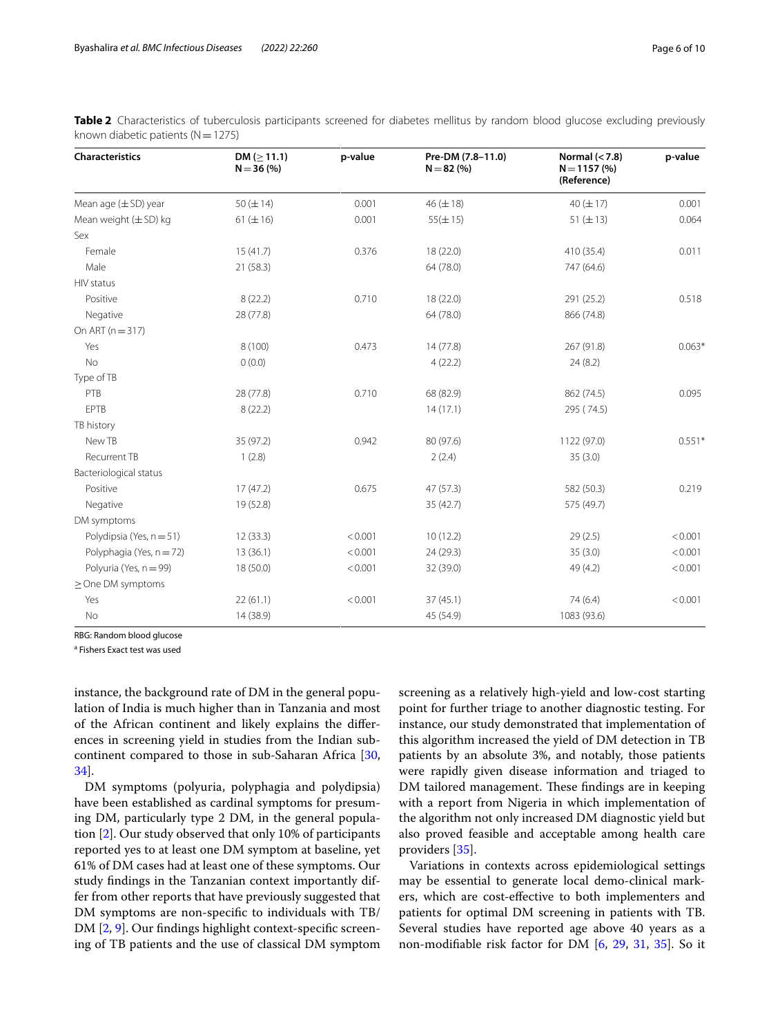**Table 2** Characteristics of tuberculosis participants screened for diabetes mellitus by random blood glucose excluding previously known diabetic patients (N = 1275)

| Characteristics | DM (≥ 11.1) N = 36 (%) | p-value | Pre-DM (7.8–11.0) N = 82 (%) | Normal (< 7.8) N = 1157 (%) (Reference) | p-value |
|---|---|---|---|---|---|
| Mean age (± SD) year | 50 (± 14) | 0.001 | 46 (± 18) | 40 (± 17) | 0.001 |
| Mean weight (± SD) kg | 61 (± 16) | 0.001 | 55(± 15) | 51 (± 13) | 0.064 |
| Sex | | | | | |
| Female | 15 (41.7) | 0.376 | 18 (22.0) | 410 (35.4) | 0.011 |
| Male | 21 (58.3) | | 64 (78.0) | 747 (64.6) | |
| HIV status | | | | | |
| Positive | 8 (22.2) | 0.710 | 18 (22.0) | 291 (25.2) | 0.518 |
| Negative | 28 (77.8) | | 64 (78.0) | 866 (74.8) | |
| On ART (n = 317) | | | | | |
| Yes | 8 (100) | 0.473 | 14 (77.8) | 267 (91.8) | 0.063* |
| No | 0 (0.0) | | 4 (22.2) | 24 (8.2) | |
| Type of TB | | | | | |
| PTB | 28 (77.8) | 0.710 | 68 (82.9) | 862 (74.5) | 0.095 |
| EPTB | 8 (22.2) | | 14 (17.1) | 295 ( 74.5) | |
| TB history | | | | | |
| New TB | 35 (97.2) | 0.942 | 80 (97.6) | 1122 (97.0) | 0.551* |
| Recurrent TB | 1 (2.8) | | 2 (2.4) | 35 (3.0) | |
| Bacteriological status | | | | | |
| Positive | 17 (47.2) | 0.675 | 47 (57.3) | 582 (50.3) | 0.219 |
| Negative | 19 (52.8) | | 35 (42.7) | 575 (49.7) | |
| DM symptoms | | | | | |
| Polydipsia (Yes, n = 51) | 12 (33.3) | < 0.001 | 10 (12.2) | 29 (2.5) | < 0.001 |
| Polyphagia (Yes, n = 72) | 13 (36.1) | < 0.001 | 24 (29.3) | 35 (3.0) | < 0.001 |
| Polyuria (Yes, n = 99) | 18 (50.0) | < 0.001 | 32 (39.0) | 49 (4.2) | < 0.001 |
| ≥ One DM symptoms | | | | | |
| Yes | 22 (61.1) | < 0.001 | 37 (45.1) | 74 (6.4) | < 0.001 |
| No | 14 (38.9) | | 45 (54.9) | 1083 (93.6) | |

RBG: Random blood glucose

[a] Fishers Exact test was used

instance, the background rate of DM in the general population of India is much higher than in Tanzania and most of the African continent and likely explains the differences in screening yield in studies from the Indian subcontinent compared to those in sub-Saharan Africa [30, 34].

DM symptoms (polyuria, polyphagia and polydipsia) have been established as cardinal symptoms for presuming DM, particularly type 2 DM, in the general population [2]. Our study observed that only 10% of participants reported yes to at least one DM symptom at baseline, yet 61% of DM cases had at least one of these symptoms. Our study findings in the Tanzanian context importantly differ from other reports that have previously suggested that DM symptoms are non-specific to individuals with TB/DM [2, 9]. Our findings highlight context-specific screening of TB patients and the use of classical DM symptom screening as a relatively high-yield and low-cost starting point for further triage to another diagnostic testing. For instance, our study demonstrated that implementation of this algorithm increased the yield of DM detection in TB patients by an absolute 3%, and notably, those patients were rapidly given disease information and triaged to DM tailored management. These findings are in keeping with a report from Nigeria in which implementation of the algorithm not only increased DM diagnostic yield but also proved feasible and acceptable among health care providers [35].

Variations in contexts across epidemiological settings may be essential to generate local demo-clinical markers, which are cost-effective to both implementers and patients for optimal DM screening in patients with TB. Several studies have reported age above 40 years as a non-modifiable risk factor for DM [6, 29, 31, 35]. So it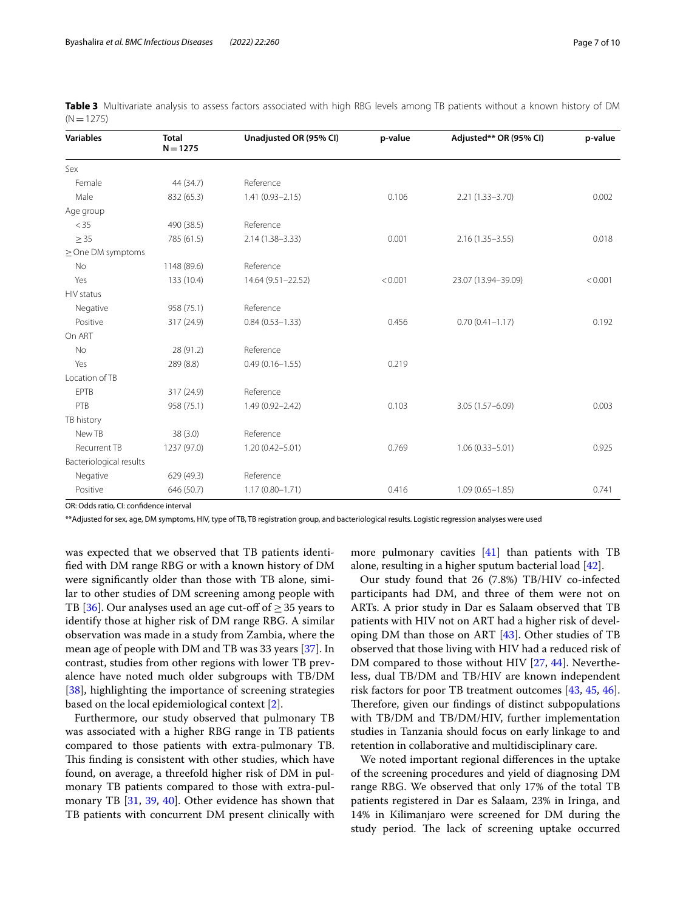**Table 3** Multivariate analysis to assess factors associated with high RBG levels among TB patients without a known history of DM (N = 1275)

| Variables | Total N = 1275 | Unadjusted OR (95% CI) | p-value | Adjusted** OR (95% CI) | p-value |
|---|---|---|---|---|---|
| Sex | | | | | |
| Female | 44 (34.7) | Reference | | | |
| Male | 832 (65.3) | 1.41 (0.93–2.15) | 0.106 | 2.21 (1.33–3.70) | 0.002 |
| Age group | | | | | |
| < 35 | 490 (38.5) | Reference | | | |
| ≥ 35 | 785 (61.5) | 2.14 (1.38–3.33) | 0.001 | 2.16 (1.35–3.55) | 0.018 |
| ≥ One DM symptoms | | | | | |
| No | 1148 (89.6) | Reference | | | |
| Yes | 133 (10.4) | 14.64 (9.51–22.52) | < 0.001 | 23.07 (13.94–39.09) | < 0.001 |
| HIV status | | | | | |
| Negative | 958 (75.1) | Reference | | | |
| Positive | 317 (24.9) | 0.84 (0.53–1.33) | 0.456 | 0.70 (0.41–1.17) | 0.192 |
| On ART | | | | | |
| No | 28 (91.2) | Reference | | | |
| Yes | 289 (8.8) | 0.49 (0.16–1.55) | 0.219 | | |
| Location of TB | | | | | |
| EPTB | 317 (24.9) | Reference | | | |
| PTB | 958 (75.1) | 1.49 (0.92–2.42) | 0.103 | 3.05 (1.57–6.09) | 0.003 |
| TB history | | | | | |
| New TB | 38 (3.0) | Reference | | | |
| Recurrent TB | 1237 (97.0) | 1.20 (0.42–5.01) | 0.769 | 1.06 (0.33–5.01) | 0.925 |
| Bacteriological results | | | | | |
| Negative | 629 (49.3) | Reference | | | |
| Positive | 646 (50.7) | 1.17 (0.80–1.71) | 0.416 | 1.09 (0.65–1.85) | 0.741 |

OR: Odds ratio, CI: confidence interval

**Adjusted for sex, age, DM symptoms, HIV, type of TB, TB registration group, and bacteriological results. Logistic regression analyses were used

was expected that we observed that TB patients identified with DM range RBG or with a known history of DM were significantly older than those with TB alone, similar to other studies of DM screening among people with TB [36]. Our analyses used an age cut-off of ≥ 35 years to identify those at higher risk of DM range RBG. A similar observation was made in a study from Zambia, where the mean age of people with DM and TB was 33 years [37]. In contrast, studies from other regions with lower TB prevalence have noted much older subgroups with TB/DM [38], highlighting the importance of screening strategies based on the local epidemiological context [2].

Furthermore, our study observed that pulmonary TB was associated with a higher RBG range in TB patients compared to those patients with extra-pulmonary TB. This finding is consistent with other studies, which have found, on average, a threefold higher risk of DM in pulmonary TB patients compared to those with extra-pulmonary TB [31, 39, 40]. Other evidence has shown that TB patients with concurrent DM present clinically with more pulmonary cavities [41] than patients with TB alone, resulting in a higher sputum bacterial load [42].

Our study found that 26 (7.8%) TB/HIV co-infected participants had DM, and three of them were not on ARTs. A prior study in Dar es Salaam observed that TB patients with HIV not on ART had a higher risk of developing DM than those on ART [43]. Other studies of TB observed that those living with HIV had a reduced risk of DM compared to those without HIV [27, 44]. Nevertheless, dual TB/DM and TB/HIV are known independent risk factors for poor TB treatment outcomes [43, 45, 46]. Therefore, given our findings of distinct subpopulations with TB/DM and TB/DM/HIV, further implementation studies in Tanzania should focus on early linkage to and retention in collaborative and multidisciplinary care.

We noted important regional differences in the uptake of the screening procedures and yield of diagnosing DM range RBG. We observed that only 17% of the total TB patients registered in Dar es Salaam, 23% in Iringa, and 14% in Kilimanjaro were screened for DM during the study period. The lack of screening uptake occurred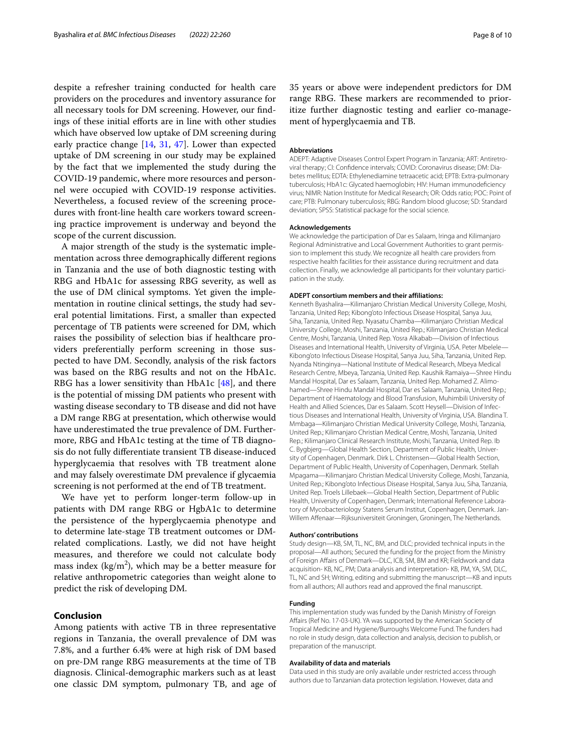despite a refresher training conducted for health care providers on the procedures and inventory assurance for all necessary tools for DM screening. However, our findings of these initial efforts are in line with other studies which have observed low uptake of DM screening during early practice change [14, 31, 47]. Lower than expected uptake of DM screening in our study may be explained by the fact that we implemented the study during the COVID-19 pandemic, where more resources and personnel were occupied with COVID-19 response activities. Nevertheless, a focused review of the screening procedures with front-line health care workers toward screening practice improvement is underway and beyond the scope of the current discussion.

A major strength of the study is the systematic implementation across three demographically different regions in Tanzania and the use of both diagnostic testing with RBG and HbA1c for assessing RBG severity, as well as the use of DM clinical symptoms. Yet given the implementation in routine clinical settings, the study had several potential limitations. First, a smaller than expected percentage of TB patients were screened for DM, which raises the possibility of selection bias if healthcare providers preferentially perform screening in those suspected to have DM. Secondly, analysis of the risk factors was based on the RBG results and not on the HbA1c. RBG has a lower sensitivity than HbA1c [48], and there is the potential of missing DM patients who present with wasting disease secondary to TB disease and did not have a DM range RBG at presentation, which otherwise would have underestimated the true prevalence of DM. Furthermore, RBG and HbA1c testing at the time of TB diagnosis do not fully differentiate transient TB disease-induced hyperglycaemia that resolves with TB treatment alone and may falsely overestimate DM prevalence if glycaemia screening is not performed at the end of TB treatment.

We have yet to perform longer-term follow-up in patients with DM range RBG or HgbA1c to determine the persistence of the hyperglycaemia phenotype and to determine late-stage TB treatment outcomes or DM-related complications. Lastly, we did not have height measures, and therefore we could not calculate body mass index (kg/m$^2$), which may be a better measure for relative anthropometric categories than weight alone to predict the risk of developing DM.

## Conclusion

Among patients with active TB in three representative regions in Tanzania, the overall prevalence of DM was 7.8%, and a further 6.4% were at high risk of DM based on pre-DM range RBG measurements at the time of TB diagnosis. Clinical-demographic markers such as at least one classic DM symptom, pulmonary TB, and age of 35 years or above were independent predictors for DM range RBG. These markers are recommended to prioritize further diagnostic testing and earlier co-management of hyperglycaemia and TB.

#### Abbreviations

ADEPT: Adaptive Diseases Control Expert Program in Tanzania; ART: Antiretroviral therapy; CI: Confidence intervals; COVID: Coronavirus disease; DM: Diabetes mellitus; EDTA: Ethylenediamine tetraacetic acid; EPTB: Extra-pulmonary tuberculosis; HbA1c: Glycated haemoglobin; HIV: Human immunodeficiency virus; NIMR: Nation Institute for Medical Research; OR: Odds ratio; POC: Point of care; PTB: Pulmonary tuberculosis; RBG: Random blood glucose; SD: Standard deviation; SPSS: Statistical package for the social science.

#### Acknowledgements

We acknowledge the participation of Dar es Salaam, Iringa and Kilimanjaro Regional Administrative and Local Government Authorities to grant permission to implement this study. We recognize all health care providers from respective health facilities for their assistance during recruitment and data collection. Finally, we acknowledge all participants for their voluntary participation in the study.

#### ADEPT consortium members and their affiliations:

Kenneth Byashalira—Kilimanjaro Christian Medical University College, Moshi, Tanzania, United Rep; Kibong'oto Infectious Disease Hospital, Sanya Juu, Siha, Tanzania, United Rep. Nyasatu Chamba—Kilimanjaro Christian Medical University College, Moshi, Tanzania, United Rep.; Kilimanjaro Christian Medical Centre, Moshi, Tanzania, United Rep. Yosra Alkabab—Division of Infectious Diseases and International Health, University of Virginia, USA. Peter Mbelele—Kibong'oto Infectious Disease Hospital, Sanya Juu, Siha, Tanzania, United Rep. Nyanda Ntinginya—National Institute of Medical Research, Mbeya Medical Research Centre, Mbeya, Tanzania, United Rep. Kaushik Ramaiya—Shree Hindu Mandal Hospital, Dar es Salaam, Tanzania, United Rep. Mohamed Z. Alimohamed—Shree Hindu Mandal Hospital, Dar es Salaam, Tanzania, United Rep.; Department of Haematology and Blood Transfusion, Muhimbili University of Health and Allied Sciences, Dar es Salaam. Scott Heysell—Division of Infectious Diseases and International Health, University of Virginia, USA. Blandina T. Mmbaga—Kilimanjaro Christian Medical University College, Moshi, Tanzania, United Rep.; Kilimanjaro Christian Medical Centre, Moshi, Tanzania, United Rep.; Kilimanjaro Clinical Research Institute, Moshi, Tanzania, United Rep. Ib C. Bygbjerg—Global Health Section, Department of Public Health, University of Copenhagen, Denmark. Dirk L. Christensen—Global Health Section, Department of Public Health, University of Copenhagen, Denmark. Stellah Mpagama—Kilimanjaro Christian Medical University College, Moshi, Tanzania, United Rep.; Kibong'oto Infectious Disease Hospital, Sanya Juu, Siha, Tanzania, United Rep. Troels Lillebaek—Global Health Section, Department of Public Health, University of Copenhagen, Denmark; International Reference Laboratory of Mycobacteriology Statens Serum Institut, Copenhagen, Denmark. Jan-Willem Affenaar—Rijksuniversiteit Groningen, Groningen, The Netherlands.

#### Authors' contributions

Study design—KB, SM, TL, NC, BM, and DLC; provided technical inputs in the proposal—All authors; Secured the funding for the project from the Ministry of Foreign Affairs of Denmark—DLC, ICB, SM, BM and KR; Fieldwork and data acquisition- KB, NC, PM; Data analysis and interpretation- KB, PM, YA, SM, DLC, TL, NC and SH; Writing, editing and submitting the manuscript—KB and inputs from all authors; All authors read and approved the final manuscript.

#### Funding

This implementation study was funded by the Danish Ministry of Foreign Affairs (Ref No. 17-03-UK). YA was supported by the American Society of Tropical Medicine and Hygiene/Burroughs Welcome Fund. The funders had no role in study design, data collection and analysis, decision to publish, or preparation of the manuscript.

#### Availability of data and materials

Data used in this study are only available under restricted access through authors due to Tanzanian data protection legislation. However, data and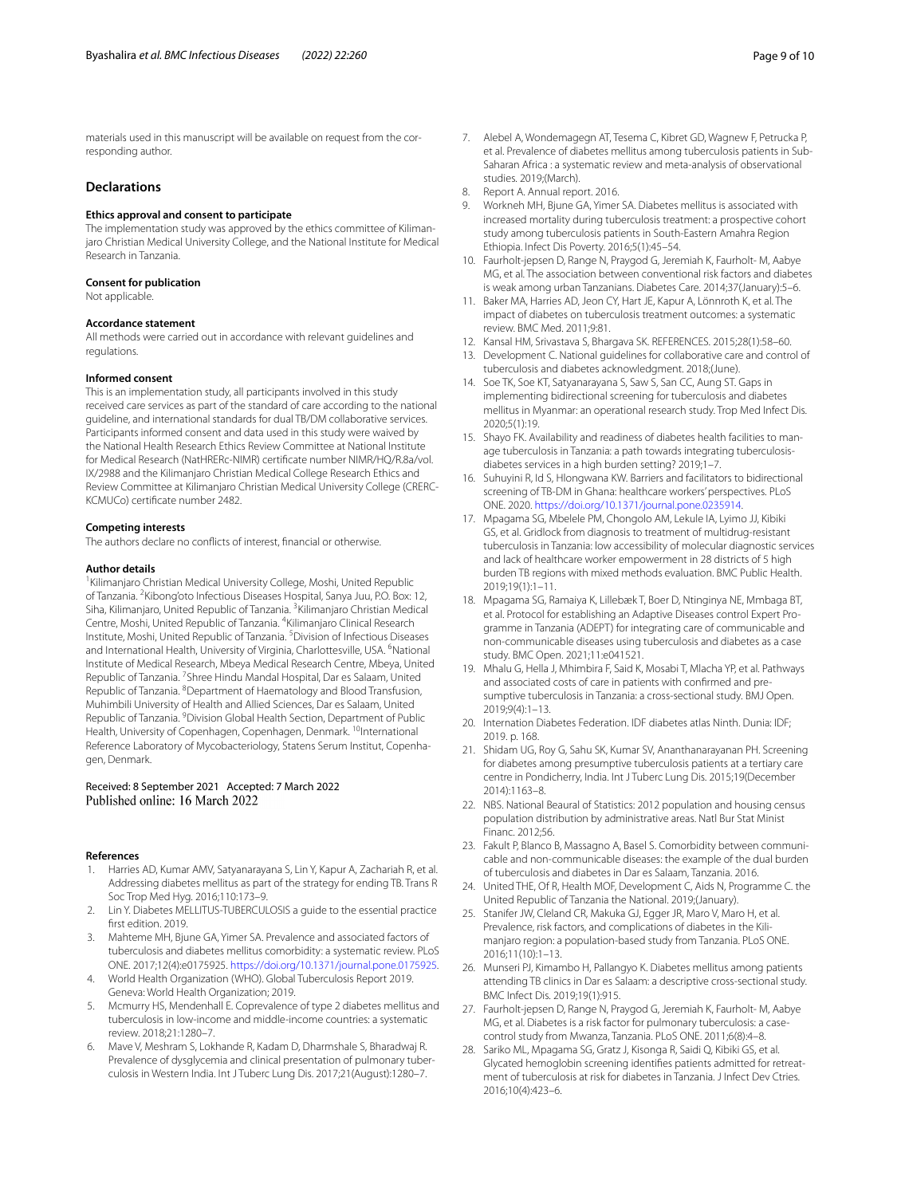materials used in this manuscript will be available on request from the corresponding author.

## Declarations

### Ethics approval and consent to participate

The implementation study was approved by the ethics committee of Kilimanjaro Christian Medical University College, and the National Institute for Medical Research in Tanzania.

### Consent for publication

Not applicable.

### Accordance statement

All methods were carried out in accordance with relevant guidelines and regulations.

### Informed consent

This is an implementation study, all participants involved in this study received care services as part of the standard of care according to the national guideline, and international standards for dual TB/DM collaborative services. Participants informed consent and data used in this study were waived by the National Health Research Ethics Review Committee at National Institute for Medical Research (NatHRERc-NIMR) certificate number NIMR/HQ/R.8a/vol. IX/2988 and the Kilimanjaro Christian Medical College Research Ethics and Review Committee at Kilimanjaro Christian Medical University College (CRERC-KCMUCo) certificate number 2482.

### Competing interests

The authors declare no conflicts of interest, financial or otherwise.

### Author details

[1]Kilimanjaro Christian Medical University College, Moshi, United Republic of Tanzania. [2]Kibong'oto Infectious Diseases Hospital, Sanya Juu, P.O. Box: 12, Siha, Kilimanjaro, United Republic of Tanzania. [3]Kilimanjaro Christian Medical Centre, Moshi, United Republic of Tanzania. [4]Kilimanjaro Clinical Research Institute, Moshi, United Republic of Tanzania. [5]Division of Infectious Diseases and International Health, University of Virginia, Charlottesville, USA. [6]National Institute of Medical Research, Mbeya Medical Research Centre, Mbeya, United Republic of Tanzania. [7]Shree Hindu Mandal Hospital, Dar es Salaam, United Republic of Tanzania. [8]Department of Haematology and Blood Transfusion, Muhimbili University of Health and Allied Sciences, Dar es Salaam, United Republic of Tanzania. [9]Division Global Health Section, Department of Public Health, University of Copenhagen, Copenhagen, Denmark. [10]International Reference Laboratory of Mycobacteriology, Statens Serum Institut, Copenhagen, Denmark.

Received: 8 September 2021 Accepted: 7 March 2022
Published online: 16 March 2022

### References

1. Harries AD, Kumar AMV, Satyanarayana S, Lin Y, Kapur A, Zachariah R, et al. Addressing diabetes mellitus as part of the strategy for ending TB. Trans R Soc Trop Med Hyg. 2016;110:173–9.
2. Lin Y. Diabetes MELLITUS-TUBERCULOSIS a guide to the essential practice first edition. 2019.
3. Mahteme MH, Bjune GA, Yimer SA. Prevalence and associated factors of tuberculosis and diabetes mellitus comorbidity: a systematic review. PLoS ONE. 2017;12(4):e0175925. https://doi.org/10.1371/journal.pone.0175925.
4. World Health Organization (WHO). Global Tuberculosis Report 2019. Geneva: World Health Organization; 2019.
5. Mcmurry HS, Mendenhall E. Coprevalence of type 2 diabetes mellitus and tuberculosis in low-income and middle-income countries: a systematic review. 2018;21:1280–7.
6. Mave V, Meshram S, Lokhande R, Kadam D, Dharmshale S, Bharadwaj R. Prevalence of dysglycemia and clinical presentation of pulmonary tuberculosis in Western India. Int J Tuberc Lung Dis. 2017;21(August):1280–7.
7. Alebel A, Wondemagegn AT, Tesema C, Kibret GD, Wagnew F, Petrucka P, et al. Prevalence of diabetes mellitus among tuberculosis patients in Sub-Saharan Africa : a systematic review and meta-analysis of observational studies. 2019;(March).
8. Report A. Annual report. 2016.
9. Workneh MH, Bjune GA, Yimer SA. Diabetes mellitus is associated with increased mortality during tuberculosis treatment: a prospective cohort study among tuberculosis patients in South-Eastern Amahra Region Ethiopia. Infect Dis Poverty. 2016;5(1):45–54.
10. Faurholt-jepsen D, Range N, Praygod G, Jeremiah K, Faurholt- M, Aabye MG, et al. The association between conventional risk factors and diabetes is weak among urban Tanzanians. Diabetes Care. 2014;37(January):5–6.
11. Baker MA, Harries AD, Jeon CY, Hart JE, Kapur A, Lönnroth K, et al. The impact of diabetes on tuberculosis treatment outcomes: a systematic review. BMC Med. 2011;9:81.
12. Kansal HM, Srivastava S, Bhargava SK. REFERENCES. 2015;28(1):58–60.
13. Development C. National guidelines for collaborative care and control of tuberculosis and diabetes acknowledgment. 2018;(June).
14. Soe TK, Soe KT, Satyanarayana S, Saw S, San CC, Aung ST. Gaps in implementing bidirectional screening for tuberculosis and diabetes mellitus in Myanmar: an operational research study. Trop Med Infect Dis. 2020;5(1):19.
15. Shayo FK. Availability and readiness of diabetes health facilities to manage tuberculosis in Tanzania: a path towards integrating tuberculosis-diabetes services in a high burden setting? 2019;1–7.
16. Suhuyini R, Id S, Hlongwana KW. Barriers and facilitators to bidirectional screening of TB-DM in Ghana: healthcare workers' perspectives. PLoS ONE. 2020. https://doi.org/10.1371/journal.pone.0235914.
17. Mpagama SG, Mbelele PM, Chongolo AM, Lekule IA, Lyimo JJ, Kibiki GS, et al. Gridlock from diagnosis to treatment of multidrug-resistant tuberculosis in Tanzania: low accessibility of molecular diagnostic services and lack of healthcare worker empowerment in 28 districts of 5 high burden TB regions with mixed methods evaluation. BMC Public Health. 2019;19(1):1–11.
18. Mpagama SG, Ramaiya K, Lillebæk T, Boer D, Ntinginya NE, Mmbaga BT, et al. Protocol for establishing an Adaptive Diseases control Expert Programme in Tanzania (ADEPT) for integrating care of communicable and non-communicable diseases using tuberculosis and diabetes as a case study. BMC Open. 2021;11:e041521.
19. Mhalu G, Hella J, Mhimbira F, Said K, Mosabi T, Mlacha YP, et al. Pathways and associated costs of care in patients with confirmed and presumptive tuberculosis in Tanzania: a cross-sectional study. BMJ Open. 2019;9(4):1–13.
20. Internation Diabetes Federation. IDF diabetes atlas Ninth. Dunia: IDF; 2019. p. 168.
21. Shidam UG, Roy G, Sahu SK, Kumar SV, Ananthanarayanan PH. Screening for diabetes among presumptive tuberculosis patients at a tertiary care centre in Pondicherry, India. Int J Tuberc Lung Dis. 2015;19(December 2014):1163–8.
22. NBS. National Beaural of Statistics: 2012 population and housing census population distribution by administrative areas. Natl Bur Stat Minist Financ. 2012;56.
23. Fakult P, Blanco B, Massagno A, Basel S. Comorbidity between communicable and non-communicable diseases: the example of the dual burden of tuberculosis and diabetes in Dar es Salaam, Tanzania. 2016.
24. United THE, Of R, Health MOF, Development C, Aids N, Programme C. the United Republic of Tanzania the National. 2019;(January).
25. Stanifer JW, Cleland CR, Makuka GJ, Egger JR, Maro V, Maro H, et al. Prevalence, risk factors, and complications of diabetes in the Kilimanjaro region: a population-based study from Tanzania. PLoS ONE. 2016;11(10):1–13.
26. Munseri PJ, Kimambo H, Pallangyo K. Diabetes mellitus among patients attending TB clinics in Dar es Salaam: a descriptive cross-sectional study. BMC Infect Dis. 2019;19(1):915.
27. Faurholt-jepsen D, Range N, Praygod G, Jeremiah K, Faurholt- M, Aabye MG, et al. Diabetes is a risk factor for pulmonary tuberculosis: a case-control study from Mwanza, Tanzania. PLoS ONE. 2011;6(8):4–8.
28. Sariko ML, Mpagama SG, Gratz J, Kisonga R, Saidi Q, Kibiki GS, et al. Glycated hemoglobin screening identifies patients admitted for retreatment of tuberculosis at risk for diabetes in Tanzania. J Infect Dev Ctries. 2016;10(4):423–6.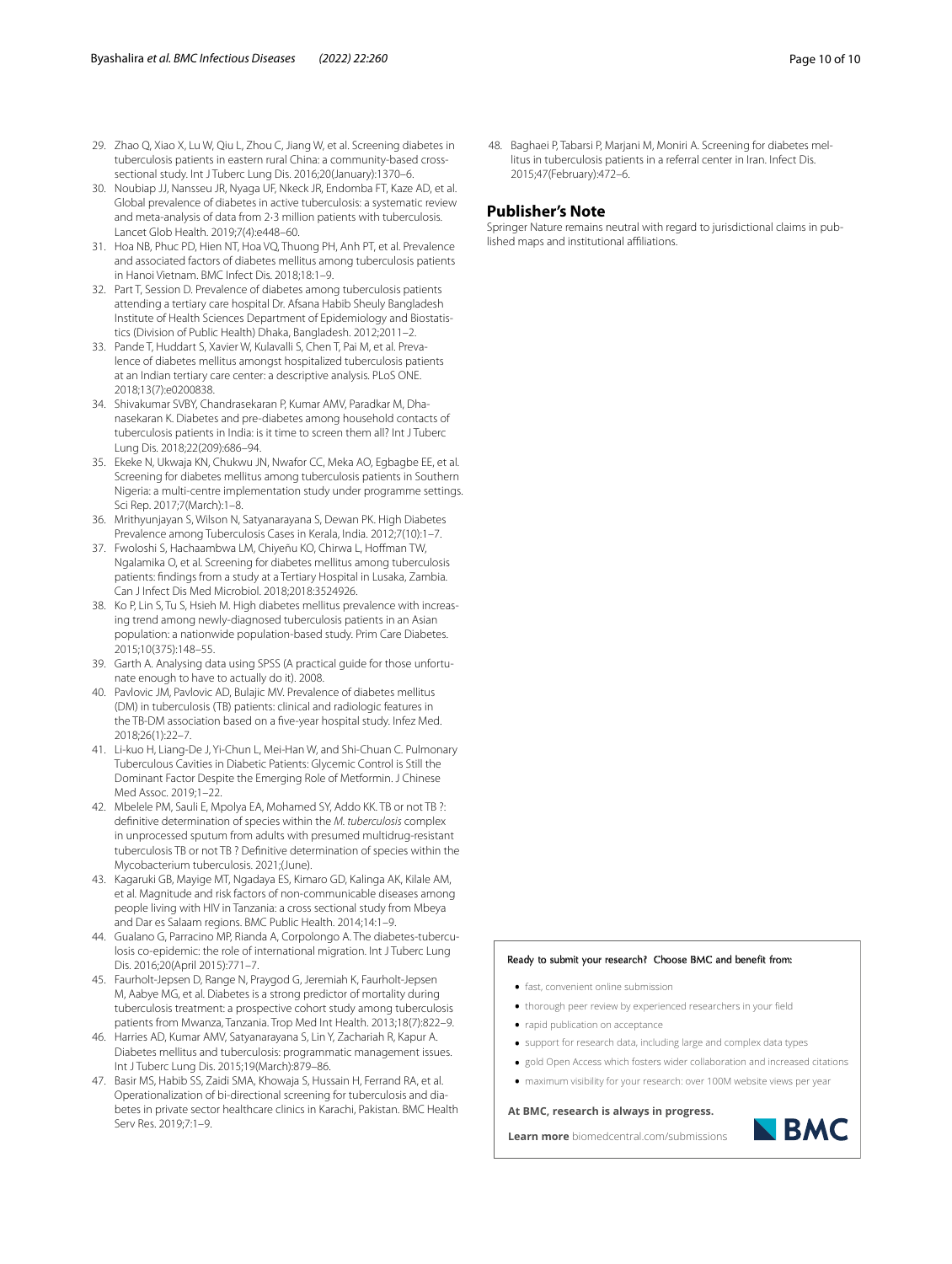29. Zhao Q, Xiao X, Lu W, Qiu L, Zhou C, Jiang W, et al. Screening diabetes in tuberculosis patients in eastern rural China: a community-based cross-sectional study. Int J Tuberc Lung Dis. 2016;20(January):1370–6.
30. Noubiap JJ, Nansseu JR, Nyaga UF, Nkeck JR, Endomba FT, Kaze AD, et al. Global prevalence of diabetes in active tuberculosis: a systematic review and meta-analysis of data from 2·3 million patients with tuberculosis. Lancet Glob Health. 2019;7(4):e448–60.
31. Hoa NB, Phuc PD, Hien NT, Hoa VQ, Thuong PH, Anh PT, et al. Prevalence and associated factors of diabetes mellitus among tuberculosis patients in Hanoi Vietnam. BMC Infect Dis. 2018;18:1–9.
32. Part T, Session D. Prevalence of diabetes among tuberculosis patients attending a tertiary care hospital Dr. Afsana Habib Sheuly Bangladesh Institute of Health Sciences Department of Epidemiology and Biostatistics (Division of Public Health) Dhaka, Bangladesh. 2012;2011–2.
33. Pande T, Huddart S, Xavier W, Kulavalli S, Chen T, Pai M, et al. Prevalence of diabetes mellitus amongst hospitalized tuberculosis patients at an Indian tertiary care center: a descriptive analysis. PLoS ONE. 2018;13(7):e0200838.
34. Shivakumar SVBY, Chandrasekaran P, Kumar AMV, Paradkar M, Dhanasekaran K. Diabetes and pre-diabetes among household contacts of tuberculosis patients in India: is it time to screen them all? Int J Tuberc Lung Dis. 2018;22(209):686–94.
35. Ekeke N, Ukwaja KN, Chukwu JN, Nwafor CC, Meka AO, Egbagbe EE, et al. Screening for diabetes mellitus among tuberculosis patients in Southern Nigeria: a multi-centre implementation study under programme settings. Sci Rep. 2017;7(March):1–8.
36. Mrithyunjayan S, Wilson N, Satyanarayana S, Dewan PK. High Diabetes Prevalence among Tuberculosis Cases in Kerala, India. 2012;7(10):1–7.
37. Fwoloshi S, Hachaambwa LM, Chiyeñu KO, Chirwa L, Hoffman TW, Ngalamika O, et al. Screening for diabetes mellitus among tuberculosis patients: findings from a study at a Tertiary Hospital in Lusaka, Zambia. Can J Infect Dis Med Microbiol. 2018;2018:3524926.
38. Ko P, Lin S, Tu S, Hsieh M. High diabetes mellitus prevalence with increasing trend among newly-diagnosed tuberculosis patients in an Asian population: a nationwide population-based study. Prim Care Diabetes. 2015;10(375):148–55.
39. Garth A. Analysing data using SPSS (A practical guide for those unfortunate enough to have to actually do it). 2008.
40. Pavlovic JM, Pavlovic AD, Bulajic MV. Prevalence of diabetes mellitus (DM) in tuberculosis (TB) patients: clinical and radiologic features in the TB-DM association based on a five-year hospital study. Infez Med. 2018;26(1):22–7.
41. Li-kuo H, Liang-De J, Yi-Chun L, Mei-Han W, and Shi-Chuan C. Pulmonary Tuberculous Cavities in Diabetic Patients: Glycemic Control is Still the Dominant Factor Despite the Emerging Role of Metformin. J Chinese Med Assoc. 2019;1–22.
42. Mbelele PM, Sauli E, Mpolya EA, Mohamed SY, Addo KK. TB or not TB ?: definitive determination of species within the *M. tuberculosis* complex in unprocessed sputum from adults with presumed multidrug-resistant tuberculosis TB or not TB ? Definitive determination of species within the Mycobacterium tuberculosis. 2021;(June).
43. Kagaruki GB, Mayige MT, Ngadaya ES, Kimaro GD, Kalinga AK, Kilale AM, et al. Magnitude and risk factors of non-communicable diseases among people living with HIV in Tanzania: a cross sectional study from Mbeya and Dar es Salaam regions. BMC Public Health. 2014;14:1–9.
44. Gualano G, Parracino MP, Rianda A, Corpolongo A. The diabetes-tuberculosis co-epidemic: the role of international migration. Int J Tuberc Lung Dis. 2016;20(April 2015):771–7.
45. Faurholt-Jepsen D, Range N, Praygod G, Jeremiah K, Faurholt-Jepsen M, Aabye MG, et al. Diabetes is a strong predictor of mortality during tuberculosis treatment: a prospective cohort study among tuberculosis patients from Mwanza, Tanzania. Trop Med Int Health. 2013;18(7):822–9.
46. Harries AD, Kumar AMV, Satyanarayana S, Lin Y, Zachariah R, Kapur A. Diabetes mellitus and tuberculosis: programmatic management issues. Int J Tuberc Lung Dis. 2015;19(March):879–86.
47. Basir MS, Habib SS, Zaidi SMA, Khowaja S, Hussain H, Ferrand RA, et al. Operationalization of bi-directional screening for tuberculosis and diabetes in private sector healthcare clinics in Karachi, Pakistan. BMC Health Serv Res. 2019;7:1–9.
48. Baghaei P, Tabarsi P, Marjani M, Moniri A. Screening for diabetes mellitus in tuberculosis patients in a referral center in Iran. Infect Dis. 2015;47(February):472–6.

## Publisher's Note

Springer Nature remains neutral with regard to jurisdictional claims in published maps and institutional affiliations.

Ready to submit your research? Choose BMC and benefit from:

- fast, convenient online submission
- thorough peer review by experienced researchers in your field
- rapid publication on acceptance
- support for research data, including large and complex data types
- gold Open Access which fosters wider collaboration and increased citations
- maximum visibility for your research: over 100M website views per year

**At BMC, research is always in progress.**

**Learn more** biomedcentral.com/submissions

BMC